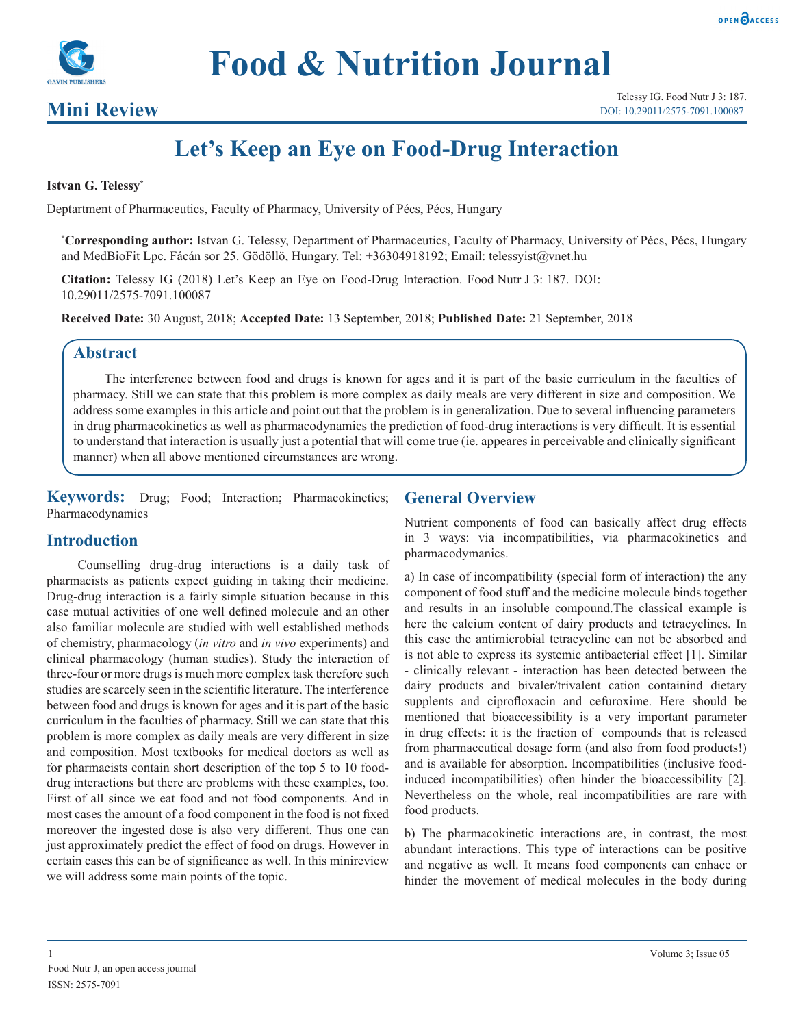# Food & Nutrition Journal

## Mini Review

Telessy IG. Food Nutr J 3: 187.
DOI: 10.29011/2575-7091.100087

# Let's Keep an Eye on Food-Drug Interaction

**Istvan G. Telessy***

Deptartment of Pharmaceutics, Faculty of Pharmacy, University of Pécs, Pécs, Hungary

***Corresponding author:** Istvan G. Telessy, Department of Pharmaceutics, Faculty of Pharmacy, University of Pécs, Pécs, Hungary and MedBioFit Lpc. Fácán sor 25. Gödöllö, Hungary. Tel: +36304918192; Email: telessyist@vnet.hu

**Citation:** Telessy IG (2018) Let's Keep an Eye on Food-Drug Interaction. Food Nutr J 3: 187. DOI: 10.29011/2575-7091.100087

**Received Date:** 30 August, 2018; **Accepted Date:** 13 September, 2018; **Published Date:** 21 September, 2018

## Abstract

The interference between food and drugs is known for ages and it is part of the basic curriculum in the faculties of pharmacy. Still we can state that this problem is more complex as daily meals are very different in size and composition. We address some examples in this article and point out that the problem is in generalization. Due to several influencing parameters in drug pharmacokinetics as well as pharmacodynamics the prediction of food-drug interactions is very difficult. It is essential to understand that interaction is usually just a potential that will come true (ie. appeares in perceivable and clinically significant manner) when all above mentioned circumstances are wrong.

**Keywords:** Drug; Food; Interaction; Pharmacokinetics; Pharmacodynamics

## Introduction

Counselling drug-drug interactions is a daily task of pharmacists as patients expect guiding in taking their medicine. Drug-drug interaction is a fairly simple situation because in this case mutual activities of one well defined molecule and an other also familiar molecule are studied with well established methods of chemistry, pharmacology (*in vitro* and *in vivo* experiments) and clinical pharmacology (human studies). Study the interaction of three-four or more drugs is much more complex task therefore such studies are scarcely seen in the scientific literature. The interference between food and drugs is known for ages and it is part of the basic curriculum in the faculties of pharmacy. Still we can state that this problem is more complex as daily meals are very different in size and composition. Most textbooks for medical doctors as well as for pharmacists contain short description of the top 5 to 10 food-drug interactions but there are problems with these examples, too. First of all since we eat food and not food components. And in most cases the amount of a food component in the food is not fixed moreover the ingested dose is also very different. Thus one can just approximately predict the effect of food on drugs. However in certain cases this can be of significance as well. In this minireview we will address some main points of the topic.

## General Overview

Nutrient components of food can basically affect drug effects in 3 ways: via incompatibilities, via pharmacokinetics and pharmacodymanics.

a) In case of incompatibility (special form of interaction) the any component of food stuff and the medicine molecule binds together and results in an insoluble compound.The classical example is here the calcium content of dairy products and tetracyclines. In this case the antimicrobial tetracycline can not be absorbed and is not able to express its systemic antibacterial effect [1]. Similar - clinically relevant - interaction has been detected between the dairy products and bivaler/trivalent cation containind dietary supplents and ciprofloxacin and cefuroxime. Here should be mentioned that bioaccessibility is a very important parameter in drug effects: it is the fraction of compounds that is released from pharmaceutical dosage form (and also from food products!) and is available for absorption. Incompatibilities (inclusive food-induced incompatibilities) often hinder the bioaccessibility [2]. Nevertheless on the whole, real incompatibilities are rare with food products.

b) The pharmacokinetic interactions are, in contrast, the most abundant interactions. This type of interactions can be positive and negative as well. It means food components can enhace or hinder the movement of medical molecules in the body during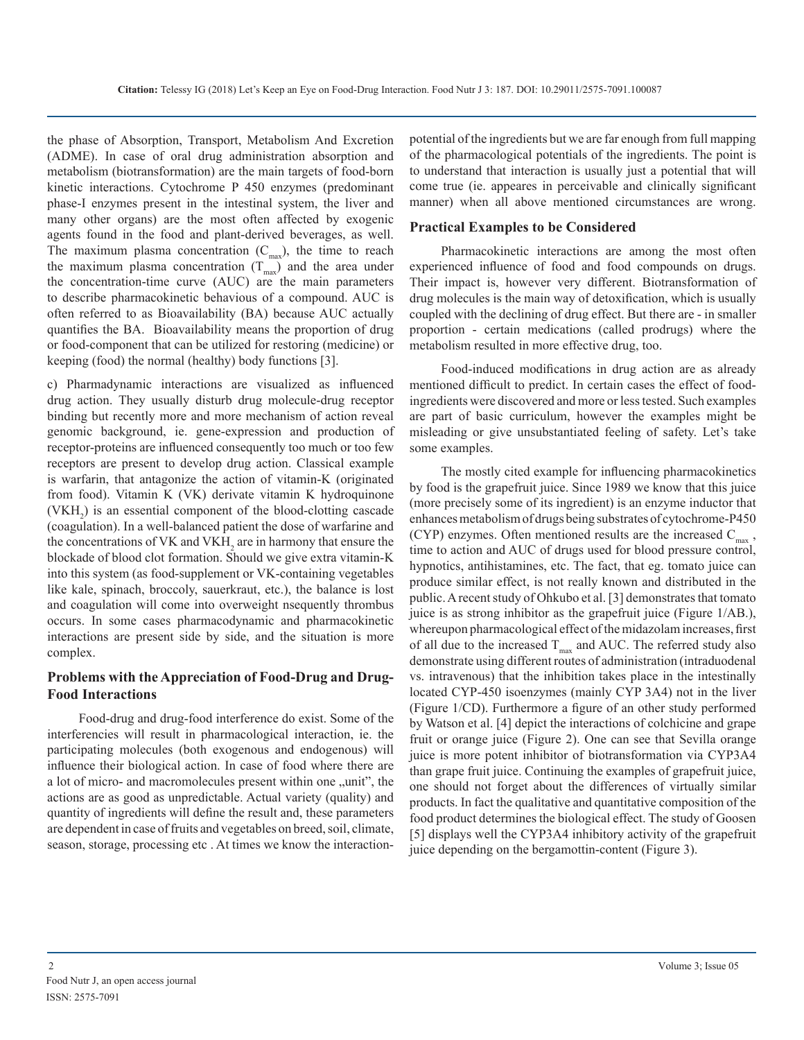the phase of Absorption, Transport, Metabolism And Excretion (ADME). In case of oral drug administration absorption and metabolism (biotransformation) are the main targets of food-born kinetic interactions. Cytochrome P 450 enzymes (predominant phase-I enzymes present in the intestinal system, the liver and many other organs) are the most often affected by exogenic agents found in the food and plant-derived beverages, as well. The maximum plasma concentration ($C_{max}$), the time to reach the maximum plasma concentration ($T_{max}$) and the area under the concentration-time curve (AUC) are the main parameters to describe pharmacokinetic behavious of a compound. AUC is often referred to as Bioavailability (BA) because AUC actually quantifies the BA. Bioavailability means the proportion of drug or food-component that can be utilized for restoring (medicine) or keeping (food) the normal (healthy) body functions [3].

c) Pharmadynamic interactions are visualized as influenced drug action. They usually disturb drug molecule-drug receptor binding but recently more and more mechanism of action reveal genomic background, ie. gene-expression and production of receptor-proteins are influenced consequently too much or too few receptors are present to develop drug action. Classical example is warfarin, that antagonize the action of vitamin-K (originated from food). Vitamin K (VK) derivate vitamin K hydroquinone ($VKH_2$) is an essential component of the blood-clotting cascade (coagulation). In a well-balanced patient the dose of warfarine and the concentrations of VK and $VKH_2$ are in harmony that ensure the blockade of blood clot formation. Should we give extra vitamin-K into this system (as food-supplement or VK-containing vegetables like kale, spinach, broccoly, sauerkraut, etc.), the balance is lost and coagulation will come into overweight nsequently thrombus occurs. In some cases pharmacodynamic and pharmacokinetic interactions are present side by side, and the situation is more complex.

## Problems with the Appreciation of Food-Drug and Drug-Food Interactions

Food-drug and drug-food interference do exist. Some of the interferencies will result in pharmacological interaction, ie. the participating molecules (both exogenous and endogenous) will influence their biological action. In case of food where there are a lot of micro- and macromolecules present within one „unit", the actions are as good as unpredictable. Actual variety (quality) and quantity of ingredients will define the result and, these parameters are dependent in case of fruits and vegetables on breed, soil, climate, season, storage, processing etc . At times we know the interaction-potential of the ingredients but we are far enough from full mapping of the pharmacological potentials of the ingredients. The point is to understand that interaction is usually just a potential that will come true (ie. appeares in perceivable and clinically significant manner) when all above mentioned circumstances are wrong.

## Practical Examples to be Considered

Pharmacokinetic interactions are among the most often experienced influence of food and food compounds on drugs. Their impact is, however very different. Biotransformation of drug molecules is the main way of detoxification, which is usually coupled with the declining of drug effect. But there are - in smaller proportion - certain medications (called prodrugs) where the metabolism resulted in more effective drug, too.

Food-induced modifications in drug action are as already mentioned difficult to predict. In certain cases the effect of food-ingredients were discovered and more or less tested. Such examples are part of basic curriculum, however the examples might be misleading or give unsubstantiated feeling of safety. Let's take some examples.

The mostly cited example for influencing pharmacokinetics by food is the grapefruit juice. Since 1989 we know that this juice (more precisely some of its ingredient) is an enzyme inductor that enhances metabolism of drugs being substrates of cytochrome-P450 (CYP) enzymes. Often mentioned results are the increased $C_{max}$, time to action and AUC of drugs used for blood pressure control, hypnotics, antihistamines, etc. The fact, that eg. tomato juice can produce similar effect, is not really known and distributed in the public. A recent study of Ohkubo et al. [3] demonstrates that tomato juice is as strong inhibitor as the grapefruit juice (Figure 1/AB.), whereupon pharmacological effect of the midazolam increases, first of all due to the increased $T_{max}$ and AUC. The referred study also demonstrate using different routes of administration (intraduodenal vs. intravenous) that the inhibition takes place in the intestinally located CYP-450 isoenzymes (mainly CYP 3A4) not in the liver (Figure 1/CD). Furthermore a figure of an other study performed by Watson et al. [4] depict the interactions of colchicine and grape fruit or orange juice (Figure 2). One can see that Sevilla orange juice is more potent inhibitor of biotransformation via CYP3A4 than grape fruit juice. Continuing the examples of grapefruit juice, one should not forget about the differences of virtually similar products. In fact the qualitative and quantitative composition of the food product determines the biological effect. The study of Goosen [5] displays well the CYP3A4 inhibitory activity of the grapefruit juice depending on the bergamottin-content (Figure 3).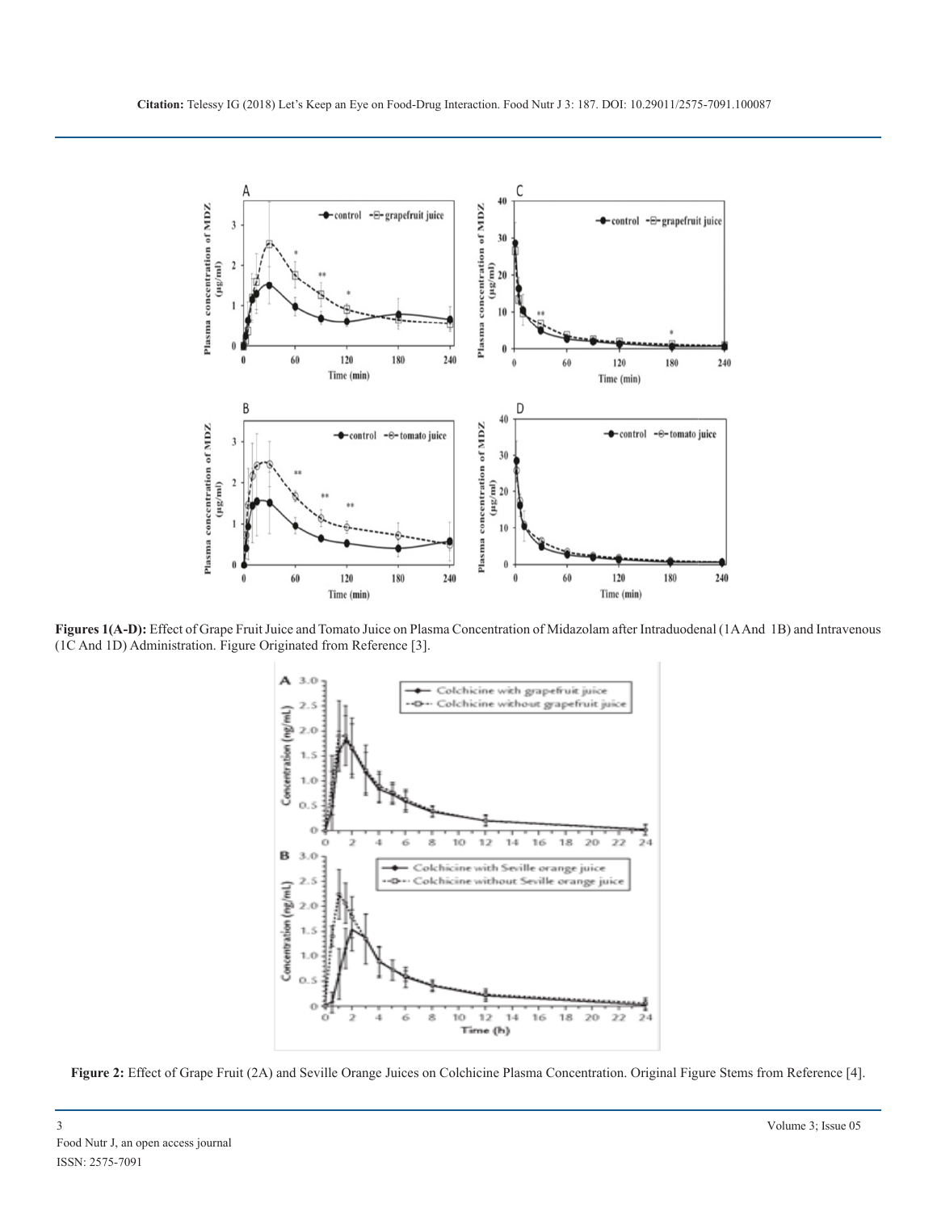**Figures 1(A-D):** Effect of Grape Fruit Juice and Tomato Juice on Plasma Concentration of Midazolam after Intraduodenal (1A And 1B) and Intravenous (1C And 1D) Administration. Figure Originated from Reference [3].

**Figure 2:** Effect of Grape Fruit (2A) and Seville Orange Juices on Colchicine Plasma Concentration. Original Figure Stems from Reference [4].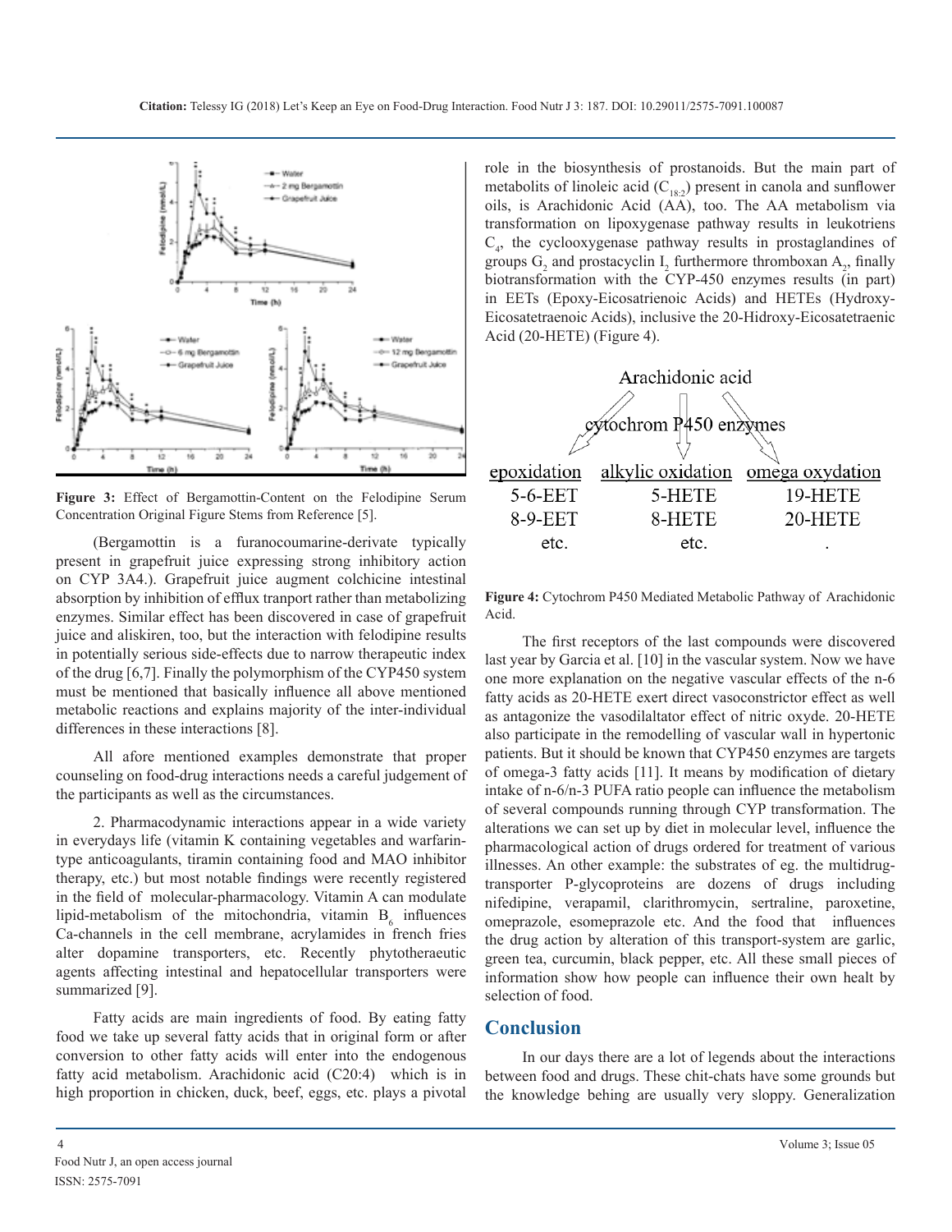Figure 3: Effect of Bergamottin-Content on the Felodipine Serum Concentration Original Figure Stems from Reference [5].

(Bergamottin is a furanocoumarine-derivate typically present in grapefruit juice expressing strong inhibitory action on CYP 3A4.). Grapefruit juice augment colchicine intestinal absorption by inhibition of efflux tranport rather than metabolizing enzymes. Similar effect has been discovered in case of grapefruit juice and aliskiren, too, but the interaction with felodipine results in potentially serious side-effects due to narrow therapeutic index of the drug [6,7]. Finally the polymorphism of the CYP450 system must be mentioned that basically influence all above mentioned metabolic reactions and explains majority of the inter-individual differences in these interactions [8].

All afore mentioned examples demonstrate that proper counseling on food-drug interactions needs a careful judgement of the participants as well as the circumstances.

2. Pharmacodynamic interactions appear in a wide variety in everydays life (vitamin K containing vegetables and warfarin-type anticoagulants, tiramin containing food and MAO inhibitor therapy, etc.) but most notable findings were recently registered in the field of molecular-pharmacology. Vitamin A can modulate lipid-metabolism of the mitochondria, vitamin $B_6$ influences Ca-channels in the cell membrane, acrylamides in french fries alter dopamine transporters, etc. Recently phytotheraeutic agents affecting intestinal and hepatocellular transporters were summarized [9].

Fatty acids are main ingredients of food. By eating fatty food we take up several fatty acids that in original form or after conversion to other fatty acids will enter into the endogenous fatty acid metabolism. Arachidonic acid (C20:4) which is in high proportion in chicken, duck, beef, eggs, etc. plays a pivotal role in the biosynthesis of prostanoids. But the main part of metabolits of linoleic acid ($C_{18:2}$) present in canola and sunflower oils, is Arachidonic Acid (AA), too. The AA metabolism via transformation on lipoxygenase pathway results in leukotriens $C_4$, the cyclooxygenase pathway results in prostaglandines of groups $G_2$ and prostacyclin $I_2$ furthermore thromboxan $A_2$, finally biotransformation with the CYP-450 enzymes results (in part) in EETs (Epoxy-Eicosatrienoic Acids) and HETEs (Hydroxy-Eicosatetraenoic Acids), inclusive the 20-Hidroxy-Eicosatetraenic Acid (20-HETE) (Figure 4).

Arachidonic acid

cytochrom P450 enzymes

| epoxidation | alkylic oxidation | omega oxydation |
|---|---|---|
| 5-6-EET | 5-HETE | 19-HETE |
| 8-9-EET | 8-HETE | 20-HETE |
| etc. | etc. | . |

Figure 4: Cytochrom P450 Mediated Metabolic Pathway of Arachidonic Acid.

The first receptors of the last compounds were discovered last year by Garcia et al. [10] in the vascular system. Now we have one more explanation on the negative vascular effects of the n-6 fatty acids as 20-HETE exert direct vasoconstrictor effect as well as antagonize the vasodilaltator effect of nitric oxyde. 20-HETE also participate in the remodelling of vascular wall in hypertonic patients. But it should be known that CYP450 enzymes are targets of omega-3 fatty acids [11]. It means by modification of dietary intake of n-6/n-3 PUFA ratio people can influence the metabolism of several compounds running through CYP transformation. The alterations we can set up by diet in molecular level, influence the pharmacological action of drugs ordered for treatment of various illnesses. An other example: the substrates of eg. the multidrug-transporter P-glycoproteins are dozens of drugs including nifedipine, verapamil, clarithromycin, sertraline, paroxetine, omeprazole, esomeprazole etc. And the food that influences the drug action by alteration of this transport-system are garlic, green tea, curcumin, black pepper, etc. All these small pieces of information show how people can influence their own healt by selection of food.

## Conclusion

In our days there are a lot of legends about the interactions between food and drugs. These chit-chats have some grounds but the knowledge behing are usually very sloppy. Generalization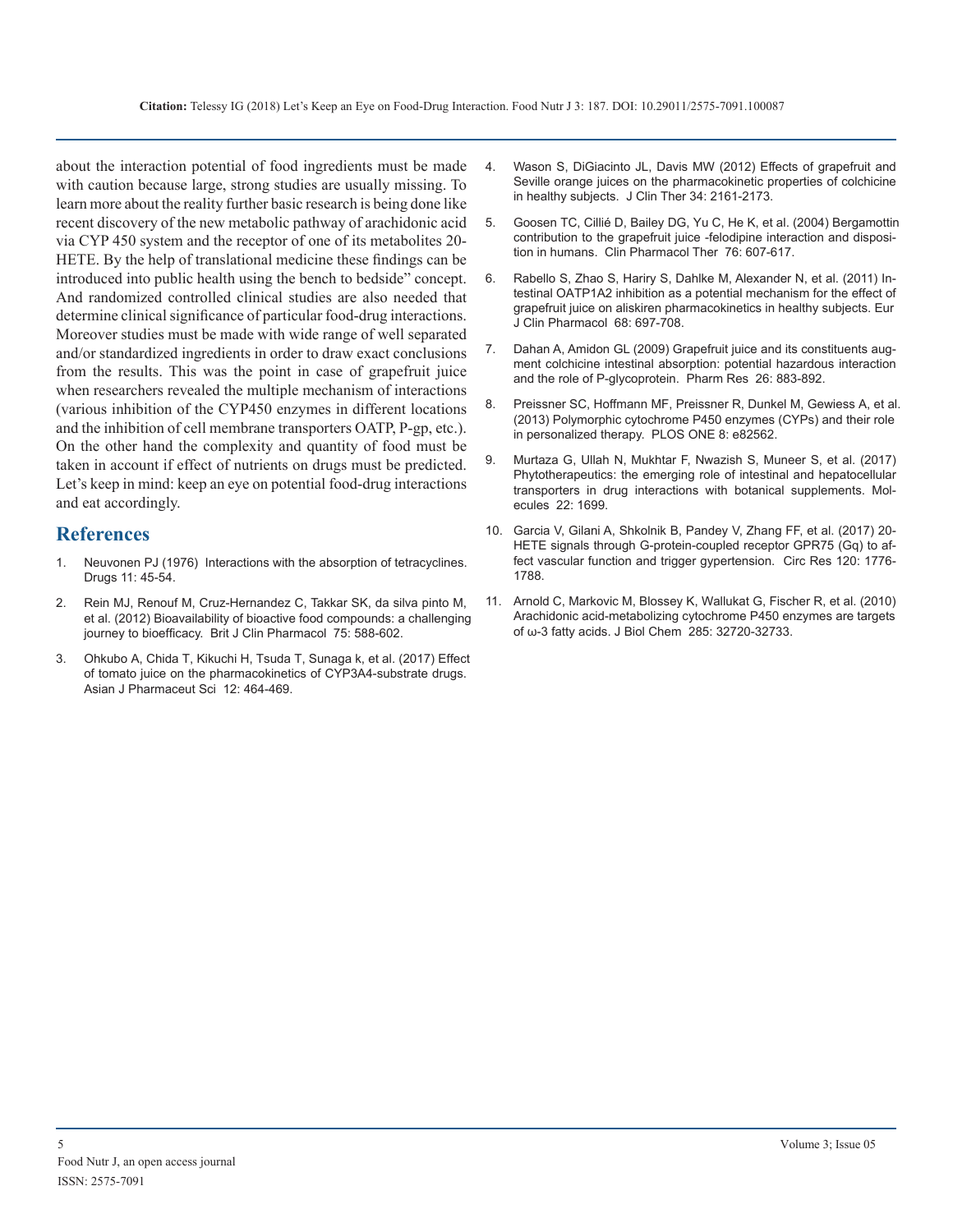about the interaction potential of food ingredients must be made with caution because large, strong studies are usually missing. To learn more about the reality further basic research is being done like recent discovery of the new metabolic pathway of arachidonic acid via CYP 450 system and the receptor of one of its metabolites 20-HETE. By the help of translational medicine these findings can be introduced into public health using the bench to bedside" concept. And randomized controlled clinical studies are also needed that determine clinical significance of particular food-drug interactions. Moreover studies must be made with wide range of well separated and/or standardized ingredients in order to draw exact conclusions from the results. This was the point in case of grapefruit juice when researchers revealed the multiple mechanism of interactions (various inhibition of the CYP450 enzymes in different locations and the inhibition of cell membrane transporters OATP, P-gp, etc.). On the other hand the complexity and quantity of food must be taken in account if effect of nutrients on drugs must be predicted. Let's keep in mind: keep an eye on potential food-drug interactions and eat accordingly.

## References

1. Neuvonen PJ (1976) Interactions with the absorption of tetracyclines. Drugs 11: 45-54.
2. Rein MJ, Renouf M, Cruz-Hernandez C, Takkar SK, da silva pinto M, et al. (2012) Bioavailability of bioactive food compounds: a challenging journey to bioefficacy. Brit J Clin Pharmacol 75: 588-602.
3. Ohkubo A, Chida T, Kikuchi H, Tsuda T, Sunaga k, et al. (2017) Effect of tomato juice on the pharmacokinetics of CYP3A4-substrate drugs. Asian J Pharmaceut Sci 12: 464-469.
4. Wason S, DiGiacinto JL, Davis MW (2012) Effects of grapefruit and Seville orange juices on the pharmacokinetic properties of colchicine in healthy subjects. J Clin Ther 34: 2161-2173.
5. Goosen TC, Cillié D, Bailey DG, Yu C, He K, et al. (2004) Bergamottin contribution to the grapefruit juice -felodipine interaction and disposition in humans. Clin Pharmacol Ther 76: 607-617.
6. Rabello S, Zhao S, Hariry S, Dahlke M, Alexander N, et al. (2011) Intestinal OATP1A2 inhibition as a potential mechanism for the effect of grapefruit juice on aliskiren pharmacokinetics in healthy subjects. Eur J Clin Pharmacol 68: 697-708.
7. Dahan A, Amidon GL (2009) Grapefruit juice and its constituents augment colchicine intestinal absorption: potential hazardous interaction and the role of P-glycoprotein. Pharm Res 26: 883-892.
8. Preissner SC, Hoffmann MF, Preissner R, Dunkel M, Gewiess A, et al. (2013) Polymorphic cytochrome P450 enzymes (CYPs) and their role in personalized therapy. PLOS ONE 8: e82562.
9. Murtaza G, Ullah N, Mukhtar F, Nwazish S, Muneer S, et al. (2017) Phytotherapeutics: the emerging role of intestinal and hepatocellular transporters in drug interactions with botanical supplements. Molecules 22: 1699.
10. Garcia V, Gilani A, Shkolnik B, Pandey V, Zhang FF, et al. (2017) 20-HETE signals through G-protein-coupled receptor GPR75 (Gq) to affect vascular function and trigger gypertension. Circ Res 120: 1776-1788.
11. Arnold C, Markovic M, Blossey K, Wallukat G, Fischer R, et al. (2010) Arachidonic acid-metabolizing cytochrome P450 enzymes are targets of ω-3 fatty acids. J Biol Chem 285: 32720-32733.